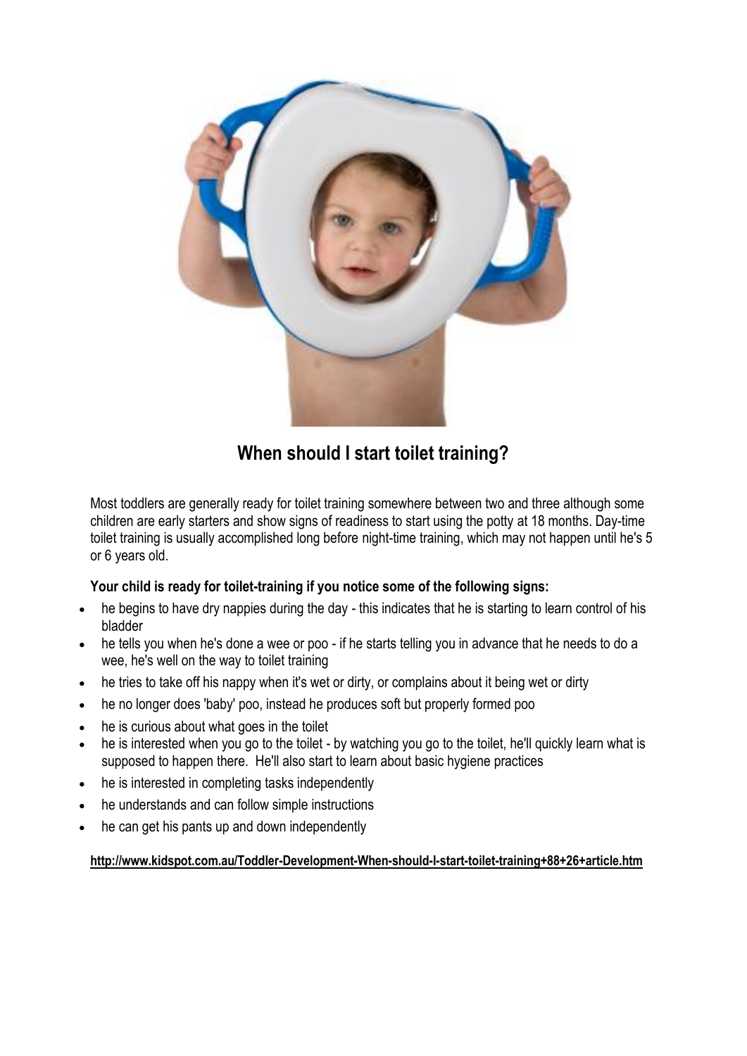# When should I start toilet training?

Most toddlers are generally ready for toilet training somewhere between two and three although some children are early starters and show signs of readiness to start using the potty at 18 months. Day-time toilet training is usually accomplished long before night-time training, which may not happen until he's 5 or 6 years old.

**Your child is ready for toilet-training if you notice some of the following signs:**

- he begins to have dry nappies during the day - this indicates that he is starting to learn control of his bladder
- he tells you when he's done a wee or poo - if he starts telling you in advance that he needs to do a wee, he's well on the way to toilet training
- he tries to take off his nappy when it's wet or dirty, or complains about it being wet or dirty
- he no longer does 'baby' poo, instead he produces soft but properly formed poo
- he is curious about what goes in the toilet
- he is interested when you go to the toilet - by watching you go to the toilet, he'll quickly learn what is supposed to happen there. He'll also start to learn about basic hygiene practices
- he is interested in completing tasks independently
- he understands and can follow simple instructions
- he can get his pants up and down independently

**http://www.kidspot.com.au/Toddler-Development-When-should-I-start-toilet-training+88+26+article.htm**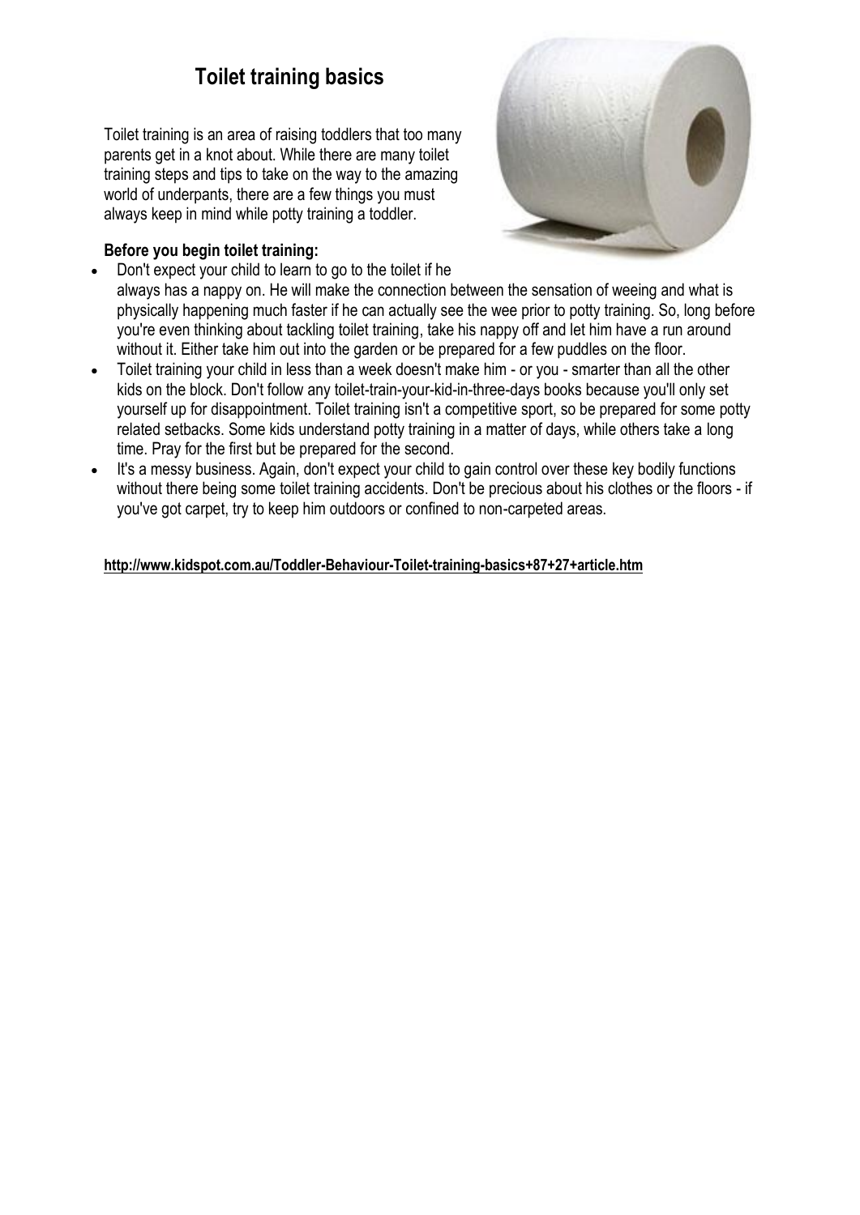# Toilet training basics

Toilet training is an area of raising toddlers that too many parents get in a knot about. While there are many toilet training steps and tips to take on the way to the amazing world of underpants, there are a few things you must always keep in mind while potty training a toddler.

**Before you begin toilet training:**

- Don't expect your child to learn to go to the toilet if he always has a nappy on. He will make the connection between the sensation of weeing and what is physically happening much faster if he can actually see the wee prior to potty training. So, long before you're even thinking about tackling toilet training, take his nappy off and let him have a run around without it. Either take him out into the garden or be prepared for a few puddles on the floor.
- Toilet training your child in less than a week doesn't make him - or you - smarter than all the other kids on the block. Don't follow any toilet-train-your-kid-in-three-days books because you'll only set yourself up for disappointment. Toilet training isn't a competitive sport, so be prepared for some potty related setbacks. Some kids understand potty training in a matter of days, while others take a long time. Pray for the first but be prepared for the second.
- It's a messy business. Again, don't expect your child to gain control over these key bodily functions without there being some toilet training accidents. Don't be precious about his clothes or the floors - if you've got carpet, try to keep him outdoors or confined to non-carpeted areas.

**http://www.kidspot.com.au/Toddler-Behaviour-Toilet-training-basics+87+27+article.htm**